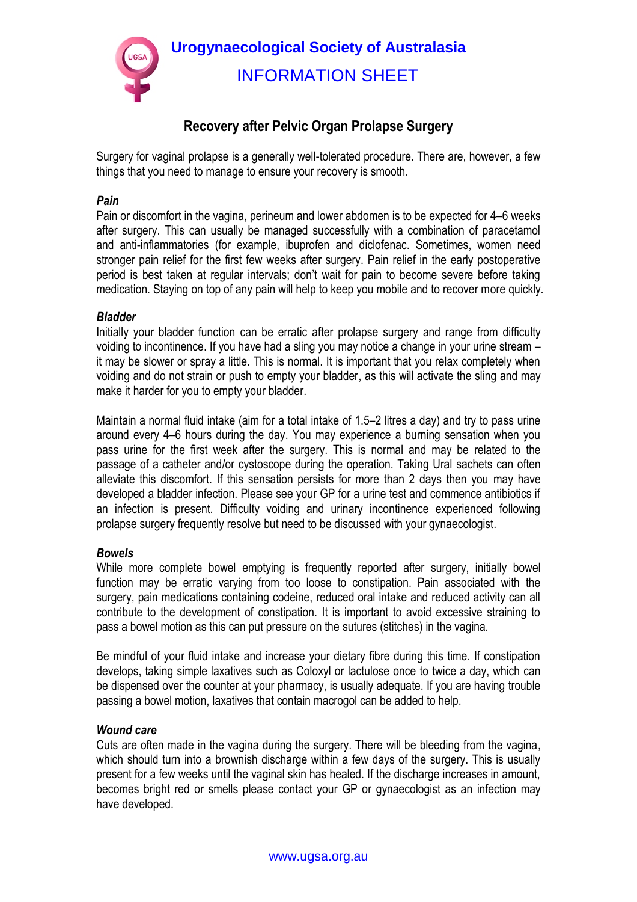# Urogynaecological Society of Australasia

## INFORMATION SHEET

### Recovery after Pelvic Organ Prolapse Surgery

Surgery for vaginal prolapse is a generally well-tolerated procedure. There are, however, a few things that you need to manage to ensure your recovery is smooth.

***Pain***

Pain or discomfort in the vagina, perineum and lower abdomen is to be expected for 4–6 weeks after surgery. This can usually be managed successfully with a combination of paracetamol and anti-inflammatories (for example, ibuprofen and diclofenac. Sometimes, women need stronger pain relief for the first few weeks after surgery. Pain relief in the early postoperative period is best taken at regular intervals; don't wait for pain to become severe before taking medication. Staying on top of any pain will help to keep you mobile and to recover more quickly.

***Bladder***

Initially your bladder function can be erratic after prolapse surgery and range from difficulty voiding to incontinence. If you have had a sling you may notice a change in your urine stream – it may be slower or spray a little. This is normal. It is important that you relax completely when voiding and do not strain or push to empty your bladder, as this will activate the sling and may make it harder for you to empty your bladder.

Maintain a normal fluid intake (aim for a total intake of 1.5–2 litres a day) and try to pass urine around every 4–6 hours during the day. You may experience a burning sensation when you pass urine for the first week after the surgery. This is normal and may be related to the passage of a catheter and/or cystoscope during the operation. Taking Ural sachets can often alleviate this discomfort. If this sensation persists for more than 2 days then you may have developed a bladder infection. Please see your GP for a urine test and commence antibiotics if an infection is present. Difficulty voiding and urinary incontinence experienced following prolapse surgery frequently resolve but need to be discussed with your gynaecologist.

***Bowels***

While more complete bowel emptying is frequently reported after surgery, initially bowel function may be erratic varying from too loose to constipation. Pain associated with the surgery, pain medications containing codeine, reduced oral intake and reduced activity can all contribute to the development of constipation. It is important to avoid excessive straining to pass a bowel motion as this can put pressure on the sutures (stitches) in the vagina.

Be mindful of your fluid intake and increase your dietary fibre during this time. If constipation develops, taking simple laxatives such as Coloxyl or lactulose once to twice a day, which can be dispensed over the counter at your pharmacy, is usually adequate. If you are having trouble passing a bowel motion, laxatives that contain macrogol can be added to help.

***Wound care***

Cuts are often made in the vagina during the surgery. There will be bleeding from the vagina, which should turn into a brownish discharge within a few days of the surgery. This is usually present for a few weeks until the vaginal skin has healed. If the discharge increases in amount, becomes bright red or smells please contact your GP or gynaecologist as an infection may have developed.

www.ugsa.org.au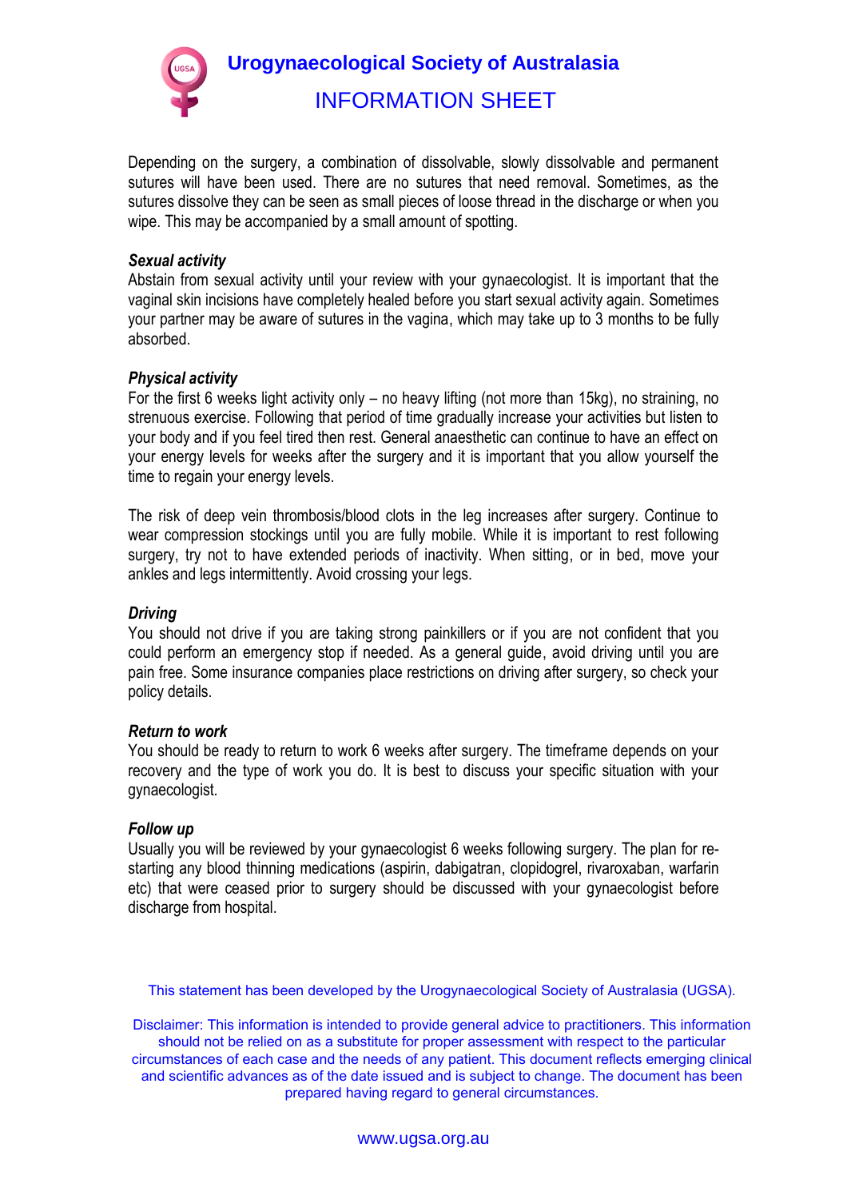Depending on the surgery, a combination of dissolvable, slowly dissolvable and permanent sutures will have been used. There are no sutures that need removal. Sometimes, as the sutures dissolve they can be seen as small pieces of loose thread in the discharge or when you wipe. This may be accompanied by a small amount of spotting.

### *Sexual activity*

Abstain from sexual activity until your review with your gynaecologist. It is important that the vaginal skin incisions have completely healed before you start sexual activity again. Sometimes your partner may be aware of sutures in the vagina, which may take up to 3 months to be fully absorbed.

### *Physical activity*

For the first 6 weeks light activity only – no heavy lifting (not more than 15kg), no straining, no strenuous exercise. Following that period of time gradually increase your activities but listen to your body and if you feel tired then rest. General anaesthetic can continue to have an effect on your energy levels for weeks after the surgery and it is important that you allow yourself the time to regain your energy levels.

The risk of deep vein thrombosis/blood clots in the leg increases after surgery. Continue to wear compression stockings until you are fully mobile. While it is important to rest following surgery, try not to have extended periods of inactivity. When sitting, or in bed, move your ankles and legs intermittently. Avoid crossing your legs.

### *Driving*

You should not drive if you are taking strong painkillers or if you are not confident that you could perform an emergency stop if needed. As a general guide, avoid driving until you are pain free. Some insurance companies place restrictions on driving after surgery, so check your policy details.

### *Return to work*

You should be ready to return to work 6 weeks after surgery. The timeframe depends on your recovery and the type of work you do. It is best to discuss your specific situation with your gynaecologist.

### *Follow up*

Usually you will be reviewed by your gynaecologist 6 weeks following surgery. The plan for re-starting any blood thinning medications (aspirin, dabigatran, clopidogrel, rivaroxaban, warfarin etc) that were ceased prior to surgery should be discussed with your gynaecologist before discharge from hospital.

This statement has been developed by the Urogynaecological Society of Australasia (UGSA).

Disclaimer: This information is intended to provide general advice to practitioners. This information should not be relied on as a substitute for proper assessment with respect to the particular circumstances of each case and the needs of any patient. This document reflects emerging clinical and scientific advances as of the date issued and is subject to change. The document has been prepared having regard to general circumstances.

www.ugsa.org.au